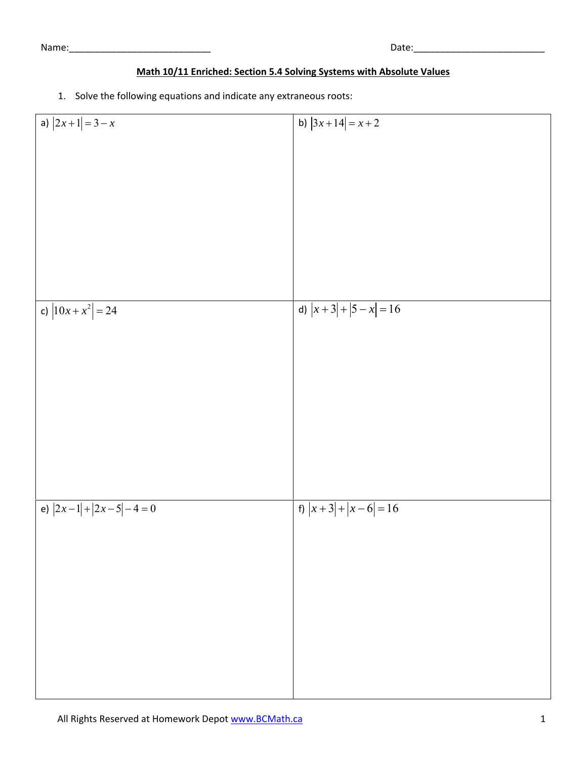Name:___________________________ Date:_________________________

## Math 10/11 Enriched: Section 5.4 Solving Systems with Absolute Values

1. Solve the following equations and indicate any extraneous roots:

| | |
|---|---|
| a) $\lvert 2x+1\rvert = 3-x$ | b) $\lvert 3x+14\rvert = x+2$ |
| c) $\lvert 10x+x^2\rvert = 24$ | d) $\lvert x+3\rvert + \lvert 5-x\rvert = 16$ |
| e) $\lvert 2x-1\rvert + \lvert 2x-5\rvert - 4 = 0$ | f) $\lvert x+3\rvert + \lvert x-6\rvert = 16$ |

All Rights Reserved at Homework Depot www.BCMath.ca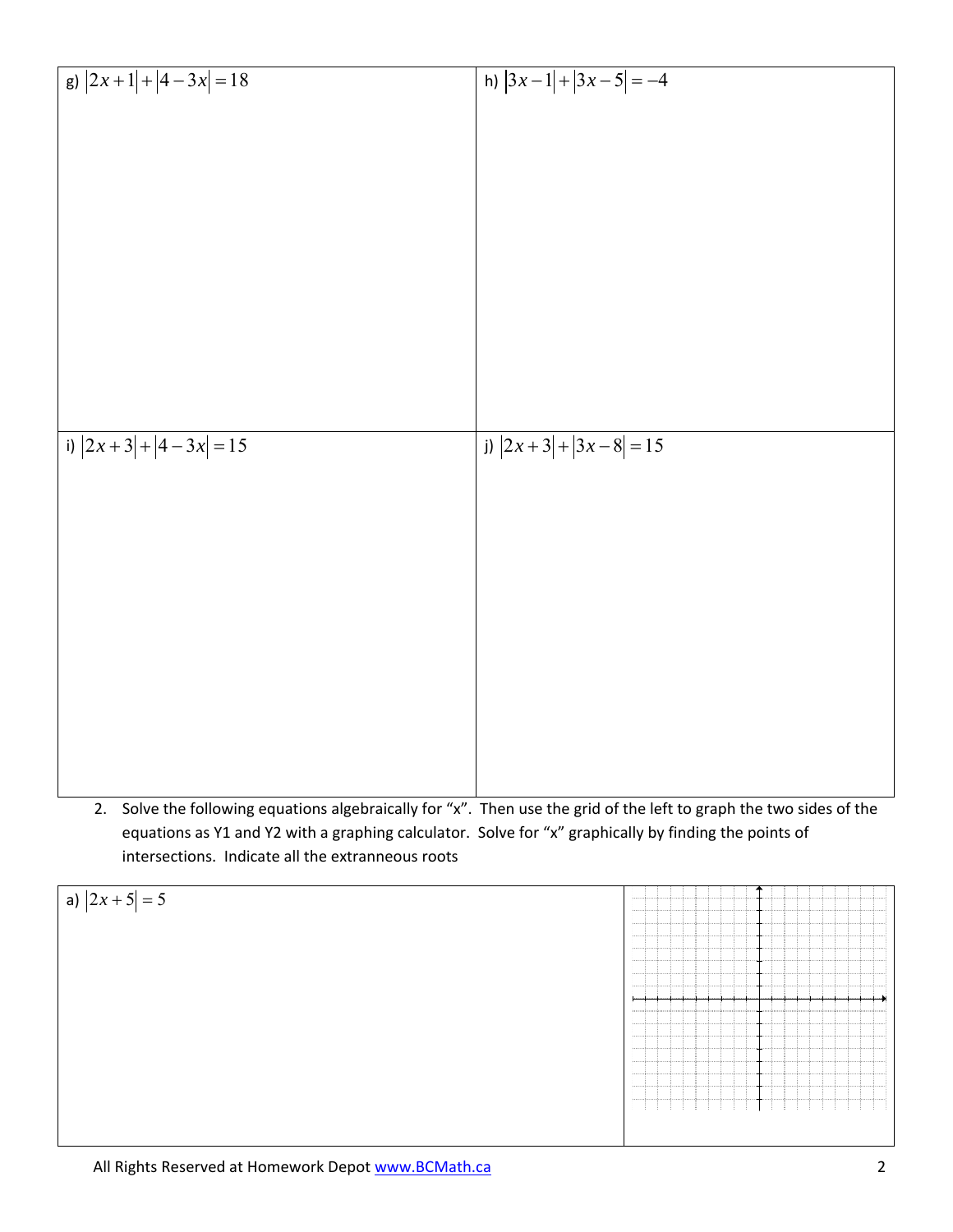g) $|2x+1|+|4-3x|=18$

h) $|3x-1|+|3x-5|=-4$

i) $|2x+3|+|4-3x|=15$

j) $|2x+3|+|3x-8|=15$

2. Solve the following equations algebraically for "x". Then use the grid of the left to graph the two sides of the equations as Y1 and Y2 with a graphing calculator. Solve for "x" graphically by finding the points of intersections. Indicate all the extranneous roots

a) $|2x+5|=5$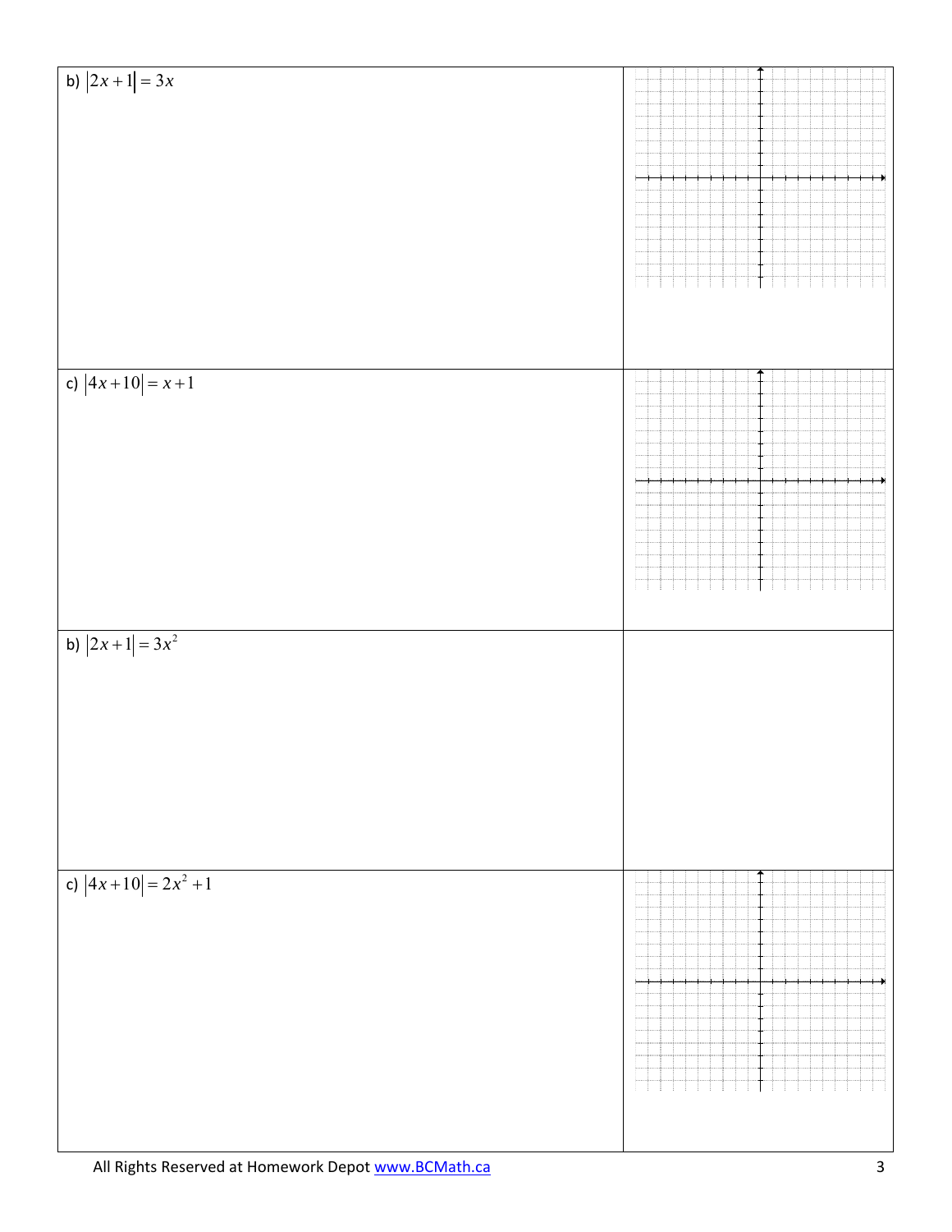b) $|2x+1| = 3x$

c) $|4x+10| = x+1$

b) $|2x+1| = 3x^2$

c) $|4x+10| = 2x^2 + 1$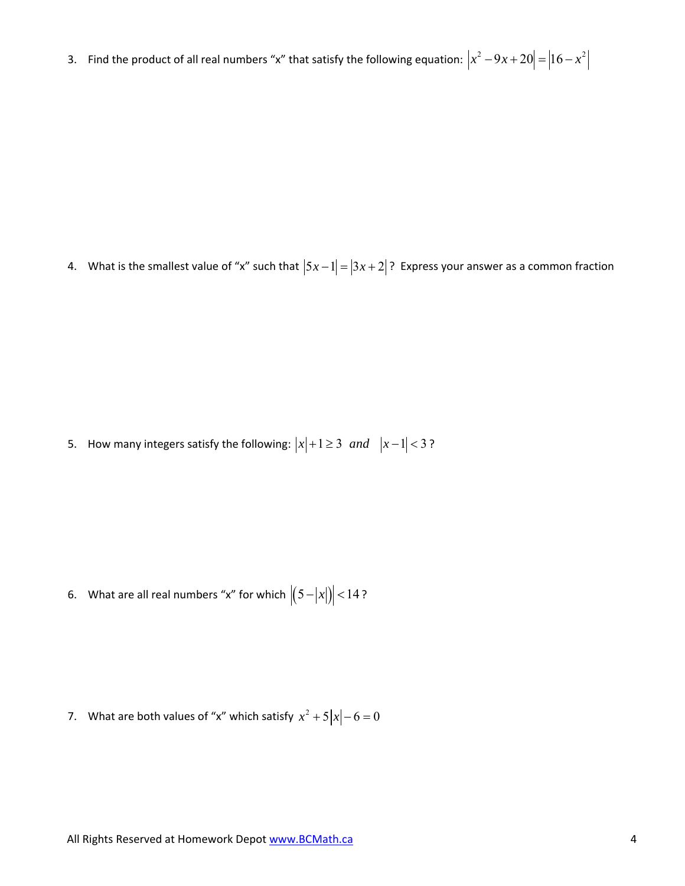3. Find the product of all real numbers "x" that satisfy the following equation: $\left|x^2 - 9x + 20\right| = \left|16 - x^2\right|$

4. What is the smallest value of "x" such that $\left|5x - 1\right| = \left|3x + 2\right|$? Express your answer as a common fraction

5. How many integers satisfy the following: $\left|x\right| + 1 \geq 3 \;\; and \;\; \left|x - 1\right| < 3$?

6. What are all real numbers "x" for which $\left|\left(5 - \left|x\right|\right)\right| < 14$?

7. What are both values of "x" which satisfy $x^2 + 5\left|x\right| - 6 = 0$

All Rights Reserved at Homework Depot [www.BCMath.ca](http://www.BCMath.ca)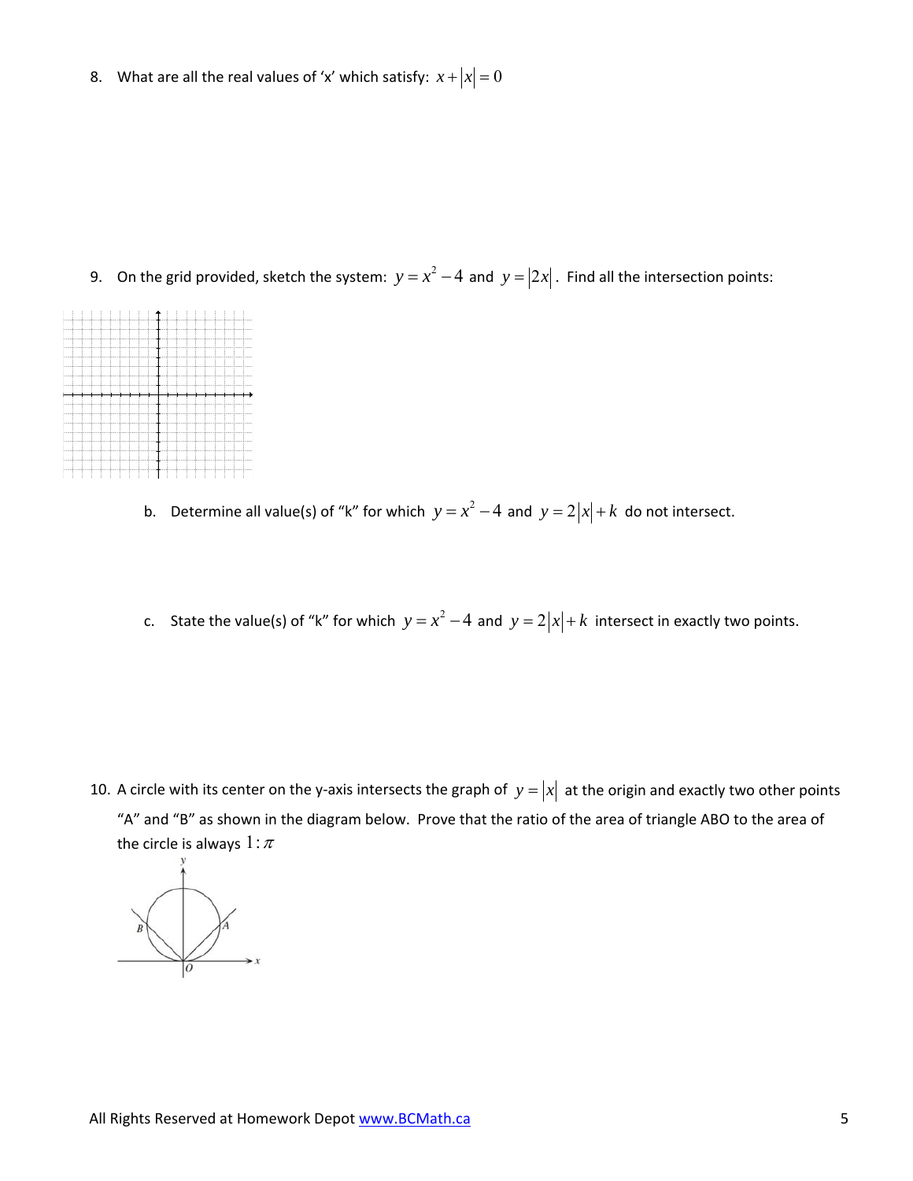8. What are all the real values of 'x' which satisfy: $x + |x| = 0$

9. On the grid provided, sketch the system: $y = x^2 - 4$ and $y = |2x|$. Find all the intersection points:

   b. Determine all value(s) of "k" for which $y = x^2 - 4$ and $y = 2|x| + k$ do not intersect.

   c. State the value(s) of "k" for which $y = x^2 - 4$ and $y = 2|x| + k$ intersect in exactly two points.

10. A circle with its center on the y-axis intersects the graph of $y = |x|$ at the origin and exactly two other points "A" and "B" as shown in the diagram below. Prove that the ratio of the area of triangle ABO to the area of the circle is always $1 : \pi$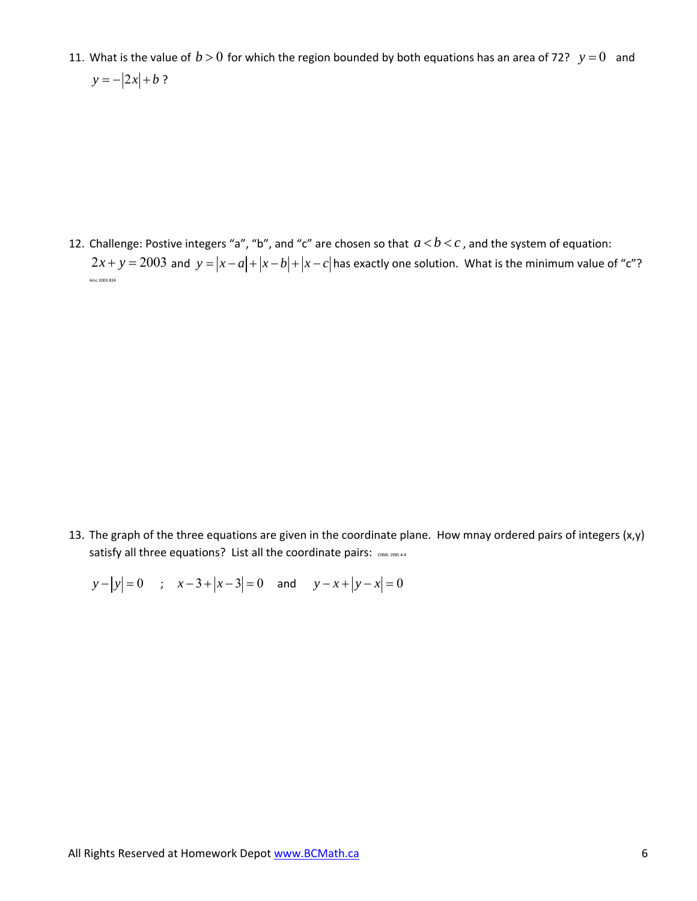11. What is the value of $b > 0$ for which the region bounded by both equations has an area of 72? $y = 0$ and $y = -|2x| + b$ ?

12. Challenge: Postive integers "a", "b", and "c" are chosen so that $a < b < c$, and the system of equation: $2x + y = 2003$ and $y = |x - a| + |x - b| + |x - c|$ has exactly one solution. What is the minimum value of "c"?
Amc 2003 #24

13. The graph of the three equations are given in the coordinate plane. How mnay ordered pairs of integers (x,y) satisfy all three equations? List all the coordinate pairs: CNML 1985 4-4

$y - |y| = 0$ ; $x - 3 + |x - 3| = 0$ and $y - x + |y - x| = 0$